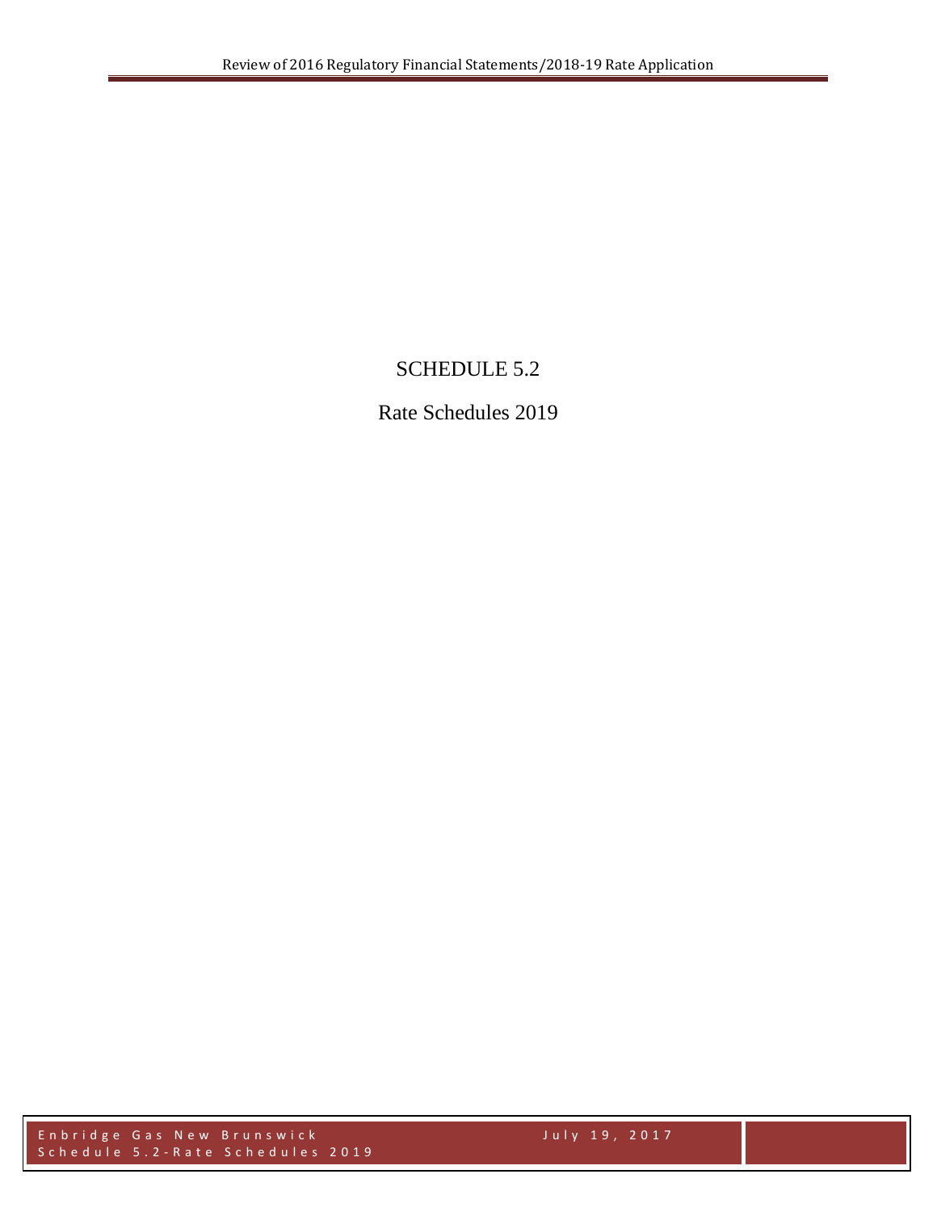# SCHEDULE 5.2

## Rate Schedules 2019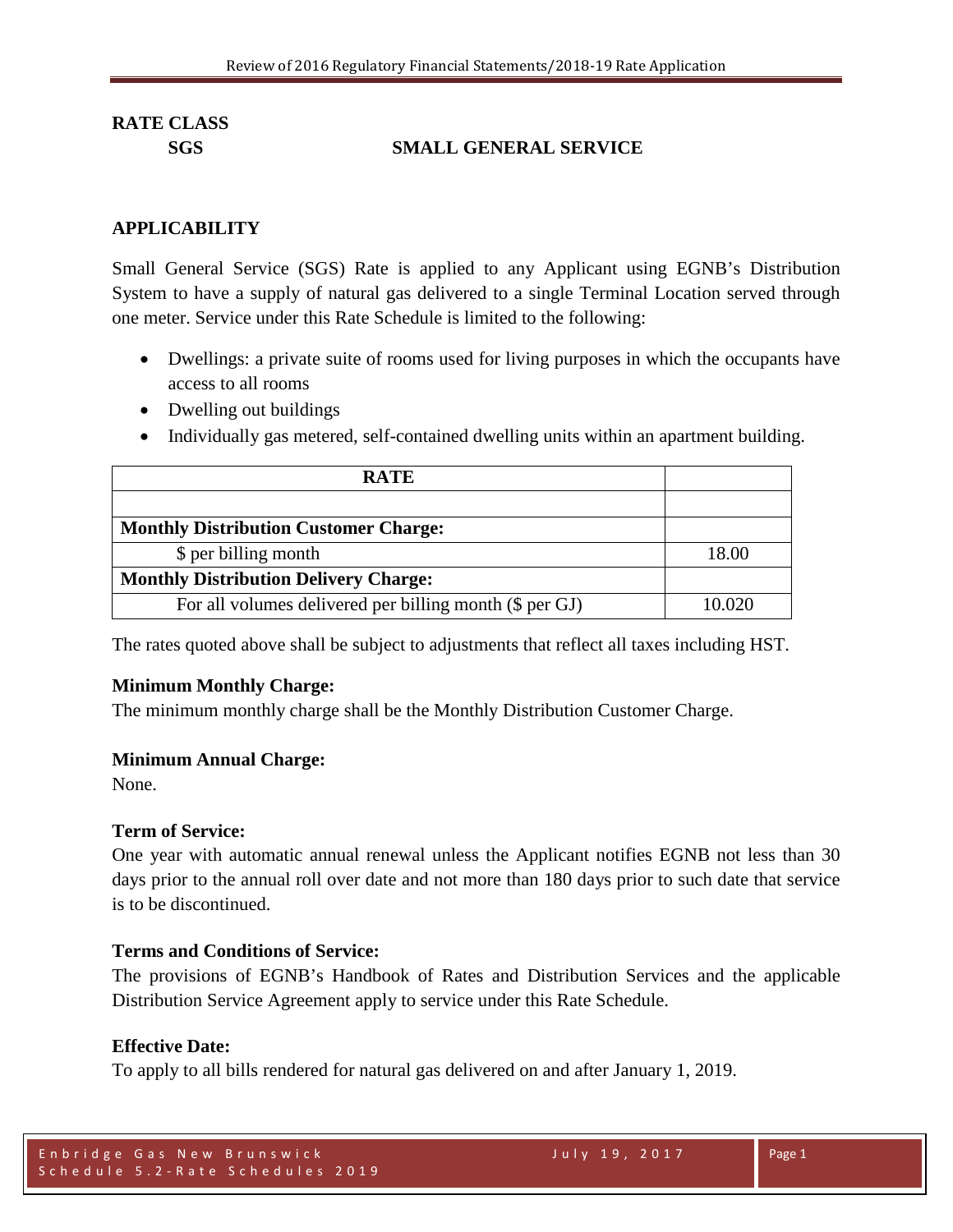## RATE CLASS

**SGS SMALL GENERAL SERVICE**

## APPLICABILITY

Small General Service (SGS) Rate is applied to any Applicant using EGNB's Distribution System to have a supply of natural gas delivered to a single Terminal Location served through one meter. Service under this Rate Schedule is limited to the following:

- Dwellings: a private suite of rooms used for living purposes in which the occupants have access to all rooms
- Dwelling out buildings
- Individually gas metered, self-contained dwelling units within an apartment building.

| RATE | |
|---|---|
| | |
| **Monthly Distribution Customer Charge:** | |
| $ per billing month | 18.00 |
| **Monthly Distribution Delivery Charge:** | |
| For all volumes delivered per billing month ($ per GJ) | 10.020 |

The rates quoted above shall be subject to adjustments that reflect all taxes including HST.

**Minimum Monthly Charge:**
The minimum monthly charge shall be the Monthly Distribution Customer Charge.

**Minimum Annual Charge:**
None.

**Term of Service:**
One year with automatic annual renewal unless the Applicant notifies EGNB not less than 30 days prior to the annual roll over date and not more than 180 days prior to such date that service is to be discontinued.

**Terms and Conditions of Service:**
The provisions of EGNB's Handbook of Rates and Distribution Services and the applicable Distribution Service Agreement apply to service under this Rate Schedule.

**Effective Date:**
To apply to all bills rendered for natural gas delivered on and after January 1, 2019.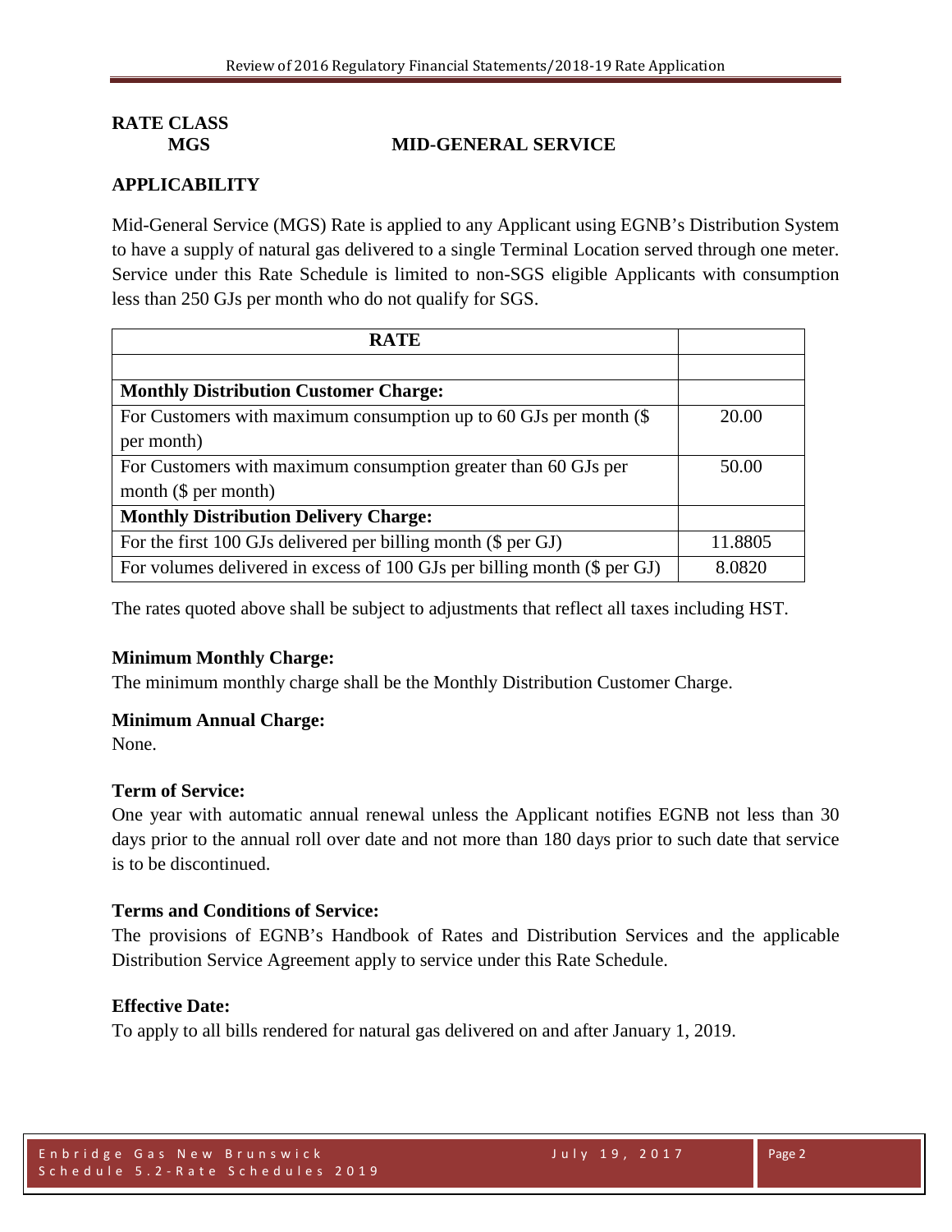## RATE CLASS

**MGS MID-GENERAL SERVICE**

## APPLICABILITY

Mid-General Service (MGS) Rate is applied to any Applicant using EGNB's Distribution System to have a supply of natural gas delivered to a single Terminal Location served through one meter. Service under this Rate Schedule is limited to non-SGS eligible Applicants with consumption less than 250 GJs per month who do not qualify for SGS.

| RATE | |
|---|---|
| | |
| **Monthly Distribution Customer Charge:** | |
| For Customers with maximum consumption up to 60 GJs per month ($ per month) | 20.00 |
| For Customers with maximum consumption greater than 60 GJs per month ($ per month) | 50.00 |
| **Monthly Distribution Delivery Charge:** | |
| For the first 100 GJs delivered per billing month ($ per GJ) | 11.8805 |
| For volumes delivered in excess of 100 GJs per billing month ($ per GJ) | 8.0820 |

The rates quoted above shall be subject to adjustments that reflect all taxes including HST.

**Minimum Monthly Charge:**

The minimum monthly charge shall be the Monthly Distribution Customer Charge.

**Minimum Annual Charge:**

None.

**Term of Service:**

One year with automatic annual renewal unless the Applicant notifies EGNB not less than 30 days prior to the annual roll over date and not more than 180 days prior to such date that service is to be discontinued.

**Terms and Conditions of Service:**

The provisions of EGNB's Handbook of Rates and Distribution Services and the applicable Distribution Service Agreement apply to service under this Rate Schedule.

**Effective Date:**

To apply to all bills rendered for natural gas delivered on and after January 1, 2019.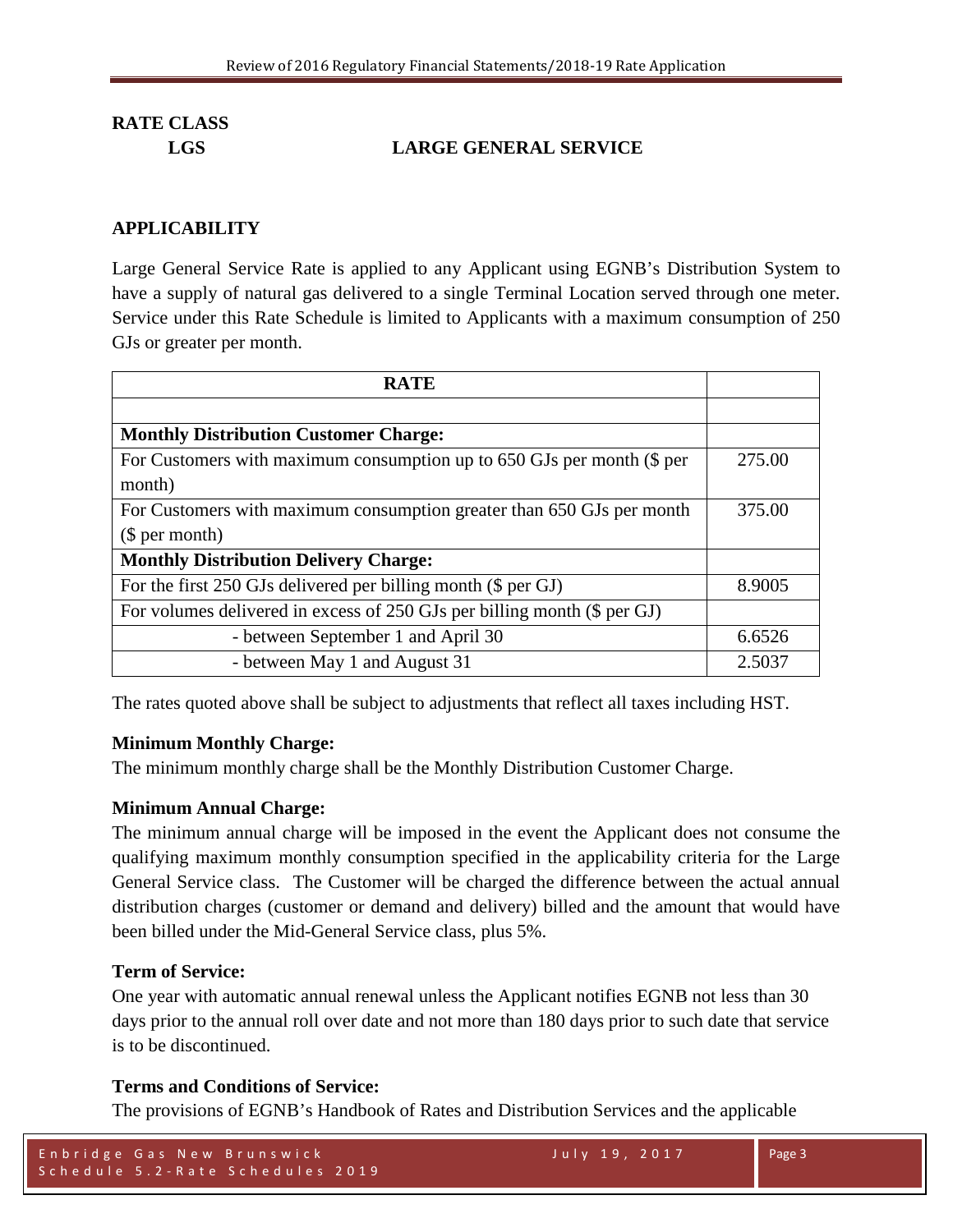**RATE CLASS**

**LGS LARGE GENERAL SERVICE**

## APPLICABILITY

Large General Service Rate is applied to any Applicant using EGNB's Distribution System to have a supply of natural gas delivered to a single Terminal Location served through one meter. Service under this Rate Schedule is limited to Applicants with a maximum consumption of 250 GJs or greater per month.

| **RATE** | |
|---|---|
| | |
| **Monthly Distribution Customer Charge:** | |
| For Customers with maximum consumption up to 650 GJs per month ($ per month) | 275.00 |
| For Customers with maximum consumption greater than 650 GJs per month ($ per month) | 375.00 |
| **Monthly Distribution Delivery Charge:** | |
| For the first 250 GJs delivered per billing month ($ per GJ) | 8.9005 |
| For volumes delivered in excess of 250 GJs per billing month ($ per GJ) | |
| - between September 1 and April 30 | 6.6526 |
| - between May 1 and August 31 | 2.5037 |

The rates quoted above shall be subject to adjustments that reflect all taxes including HST.

**Minimum Monthly Charge:**

The minimum monthly charge shall be the Monthly Distribution Customer Charge.

**Minimum Annual Charge:**

The minimum annual charge will be imposed in the event the Applicant does not consume the qualifying maximum monthly consumption specified in the applicability criteria for the Large General Service class. The Customer will be charged the difference between the actual annual distribution charges (customer or demand and delivery) billed and the amount that would have been billed under the Mid-General Service class, plus 5%.

**Term of Service:**

One year with automatic annual renewal unless the Applicant notifies EGNB not less than 30 days prior to the annual roll over date and not more than 180 days prior to such date that service is to be discontinued.

**Terms and Conditions of Service:**

The provisions of EGNB's Handbook of Rates and Distribution Services and the applicable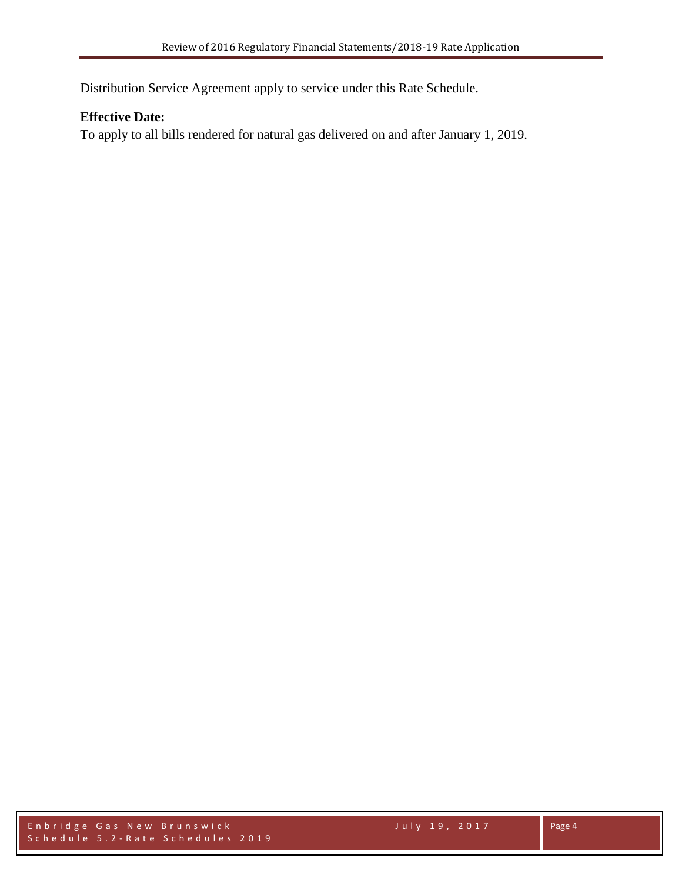Distribution Service Agreement apply to service under this Rate Schedule.

**Effective Date:**
To apply to all bills rendered for natural gas delivered on and after January 1, 2019.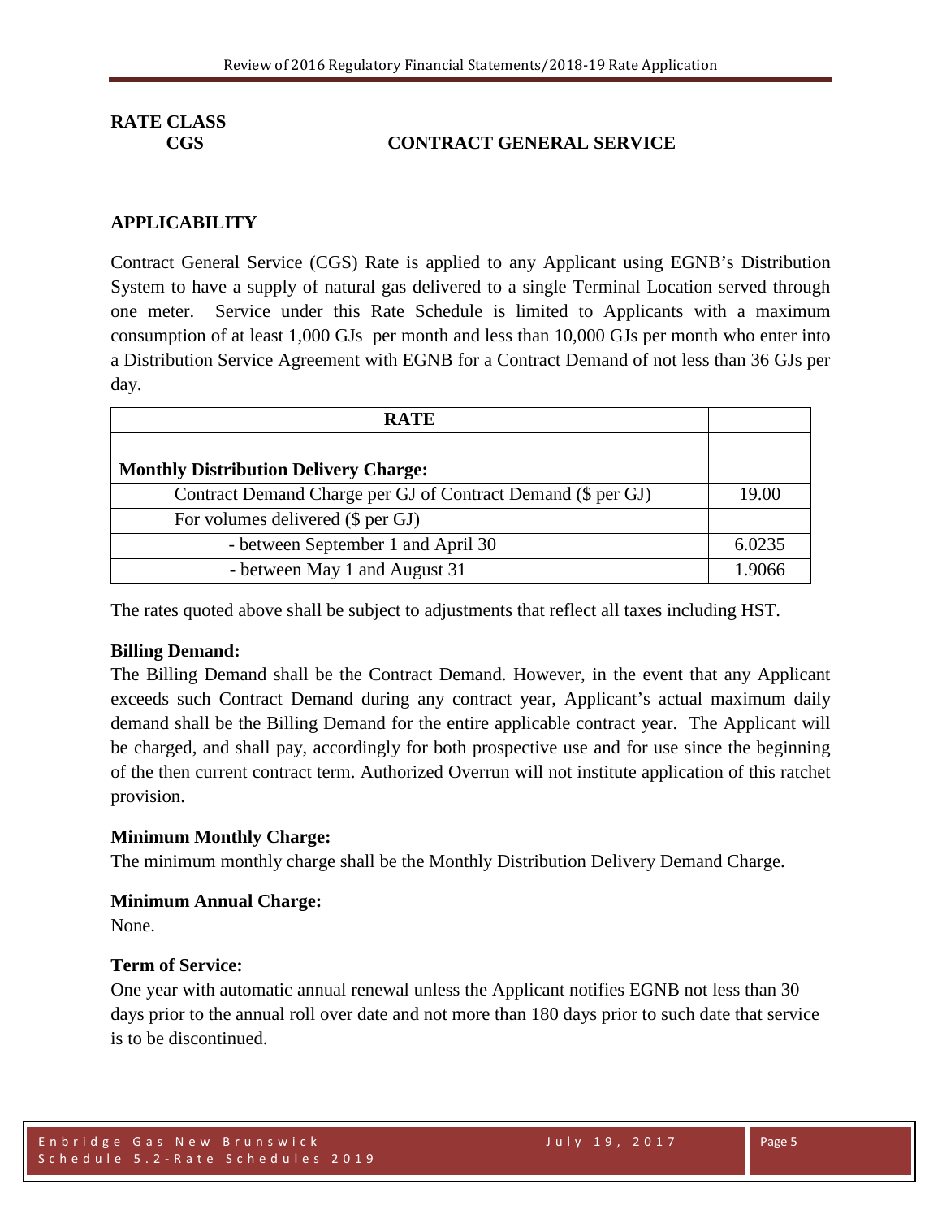## RATE CLASS

**CGS** **CONTRACT GENERAL SERVICE**

### APPLICABILITY

Contract General Service (CGS) Rate is applied to any Applicant using EGNB's Distribution System to have a supply of natural gas delivered to a single Terminal Location served through one meter. Service under this Rate Schedule is limited to Applicants with a maximum consumption of at least 1,000 GJs per month and less than 10,000 GJs per month who enter into a Distribution Service Agreement with EGNB for a Contract Demand of not less than 36 GJs per day.

| RATE | |
|---|---|
| | |
| **Monthly Distribution Delivery Charge:** | |
| Contract Demand Charge per GJ of Contract Demand ($ per GJ) | 19.00 |
| For volumes delivered ($ per GJ) | |
| - between September 1 and April 30 | 6.0235 |
| - between May 1 and August 31 | 1.9066 |

The rates quoted above shall be subject to adjustments that reflect all taxes including HST.

**Billing Demand:**

The Billing Demand shall be the Contract Demand. However, in the event that any Applicant exceeds such Contract Demand during any contract year, Applicant's actual maximum daily demand shall be the Billing Demand for the entire applicable contract year. The Applicant will be charged, and shall pay, accordingly for both prospective use and for use since the beginning of the then current contract term. Authorized Overrun will not institute application of this ratchet provision.

**Minimum Monthly Charge:**

The minimum monthly charge shall be the Monthly Distribution Delivery Demand Charge.

**Minimum Annual Charge:**

None.

**Term of Service:**

One year with automatic annual renewal unless the Applicant notifies EGNB not less than 30 days prior to the annual roll over date and not more than 180 days prior to such date that service is to be discontinued.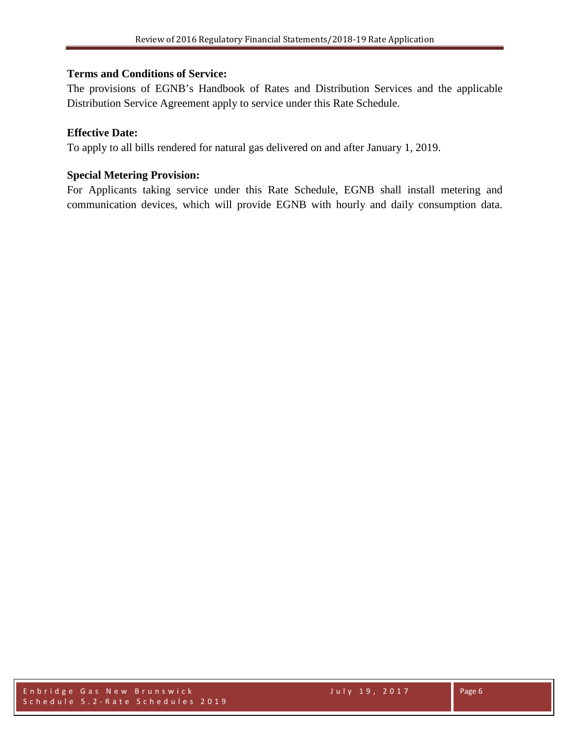**Terms and Conditions of Service:**

The provisions of EGNB's Handbook of Rates and Distribution Services and the applicable Distribution Service Agreement apply to service under this Rate Schedule.

**Effective Date:**

To apply to all bills rendered for natural gas delivered on and after January 1, 2019.

**Special Metering Provision:**

For Applicants taking service under this Rate Schedule, EGNB shall install metering and communication devices, which will provide EGNB with hourly and daily consumption data.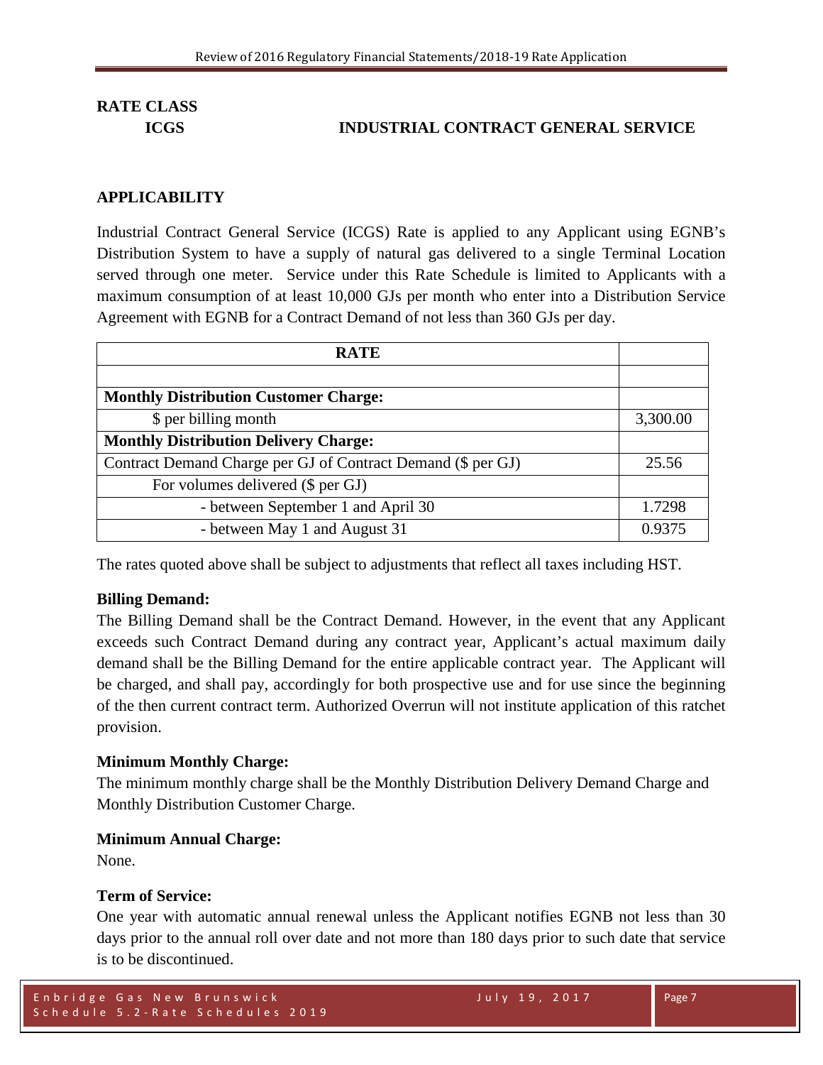**RATE CLASS**

**ICGS INDUSTRIAL CONTRACT GENERAL SERVICE**

## APPLICABILITY

Industrial Contract General Service (ICGS) Rate is applied to any Applicant using EGNB's Distribution System to have a supply of natural gas delivered to a single Terminal Location served through one meter. Service under this Rate Schedule is limited to Applicants with a maximum consumption of at least 10,000 GJs per month who enter into a Distribution Service Agreement with EGNB for a Contract Demand of not less than 360 GJs per day.

| RATE | |
|---|---|
| | |
| **Monthly Distribution Customer Charge:** | |
| $ per billing month | 3,300.00 |
| **Monthly Distribution Delivery Charge:** | |
| Contract Demand Charge per GJ of Contract Demand ($ per GJ) | 25.56 |
| For volumes delivered ($ per GJ) | |
| - between September 1 and April 30 | 1.7298 |
| - between May 1 and August 31 | 0.9375 |

The rates quoted above shall be subject to adjustments that reflect all taxes including HST.

**Billing Demand:**

The Billing Demand shall be the Contract Demand. However, in the event that any Applicant exceeds such Contract Demand during any contract year, Applicant's actual maximum daily demand shall be the Billing Demand for the entire applicable contract year. The Applicant will be charged, and shall pay, accordingly for both prospective use and for use since the beginning of the then current contract term. Authorized Overrun will not institute application of this ratchet provision.

**Minimum Monthly Charge:**

The minimum monthly charge shall be the Monthly Distribution Delivery Demand Charge and Monthly Distribution Customer Charge.

**Minimum Annual Charge:**

None.

**Term of Service:**

One year with automatic annual renewal unless the Applicant notifies EGNB not less than 30 days prior to the annual roll over date and not more than 180 days prior to such date that service is to be discontinued.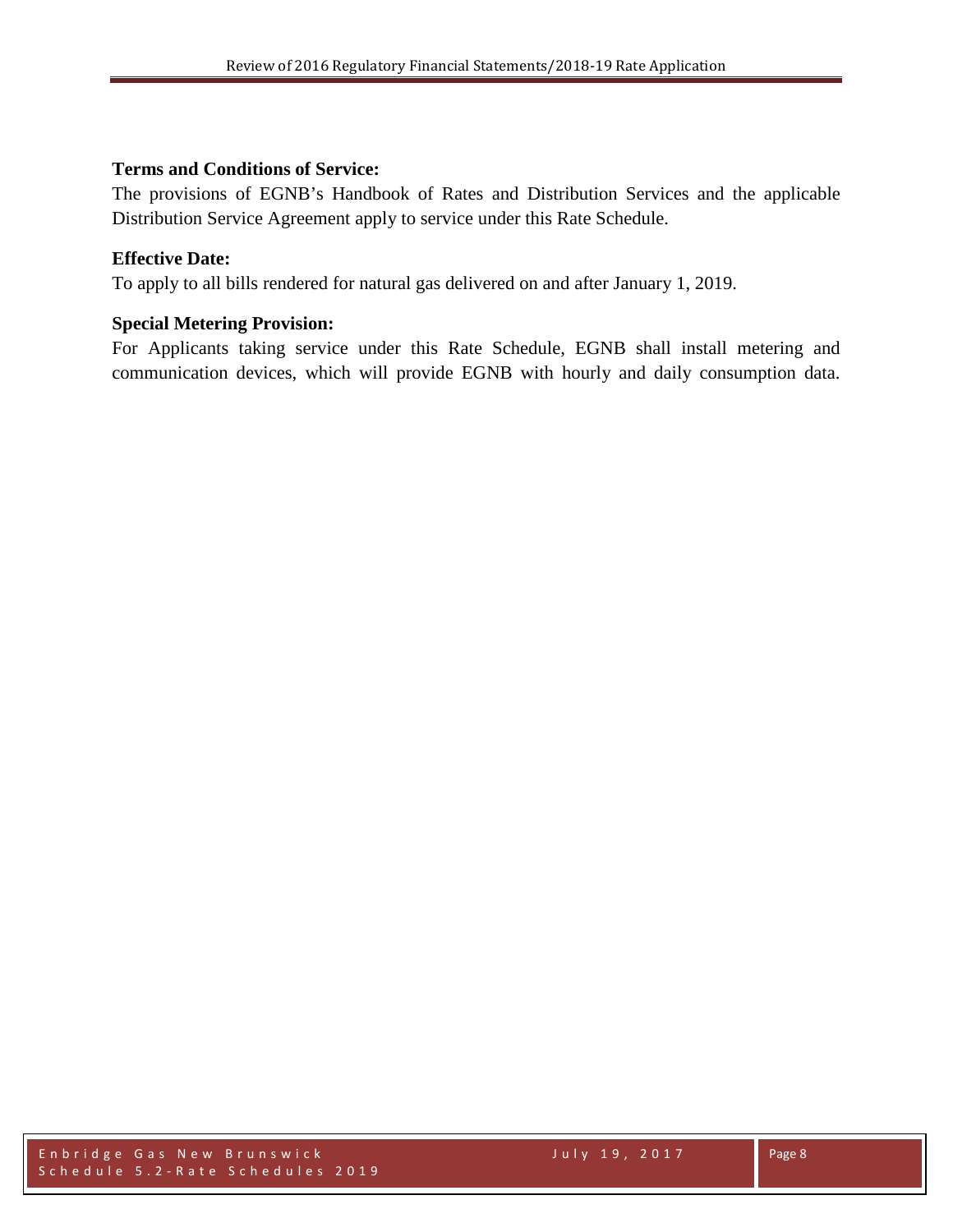**Terms and Conditions of Service:**

The provisions of EGNB's Handbook of Rates and Distribution Services and the applicable Distribution Service Agreement apply to service under this Rate Schedule.

**Effective Date:**

To apply to all bills rendered for natural gas delivered on and after January 1, 2019.

**Special Metering Provision:**

For Applicants taking service under this Rate Schedule, EGNB shall install metering and communication devices, which will provide EGNB with hourly and daily consumption data.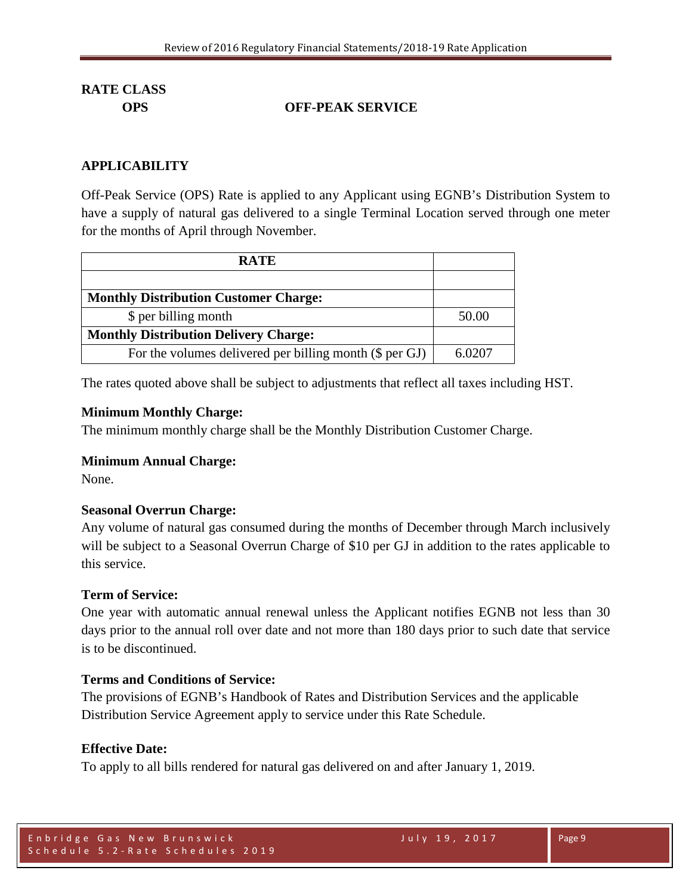**RATE CLASS**

**OPS** **OFF-PEAK SERVICE**

## APPLICABILITY

Off-Peak Service (OPS) Rate is applied to any Applicant using EGNB's Distribution System to have a supply of natural gas delivered to a single Terminal Location served through one meter for the months of April through November.

| RATE | |
|---|---|
| | |
| **Monthly Distribution Customer Charge:** | |
| $ per billing month | 50.00 |
| **Monthly Distribution Delivery Charge:** | |
| For the volumes delivered per billing month ($ per GJ) | 6.0207 |

The rates quoted above shall be subject to adjustments that reflect all taxes including HST.

**Minimum Monthly Charge:**
The minimum monthly charge shall be the Monthly Distribution Customer Charge.

**Minimum Annual Charge:**
None.

**Seasonal Overrun Charge:**
Any volume of natural gas consumed during the months of December through March inclusively will be subject to a Seasonal Overrun Charge of $10 per GJ in addition to the rates applicable to this service.

**Term of Service:**
One year with automatic annual renewal unless the Applicant notifies EGNB not less than 30 days prior to the annual roll over date and not more than 180 days prior to such date that service is to be discontinued.

**Terms and Conditions of Service:**
The provisions of EGNB's Handbook of Rates and Distribution Services and the applicable Distribution Service Agreement apply to service under this Rate Schedule.

**Effective Date:**
To apply to all bills rendered for natural gas delivered on and after January 1, 2019.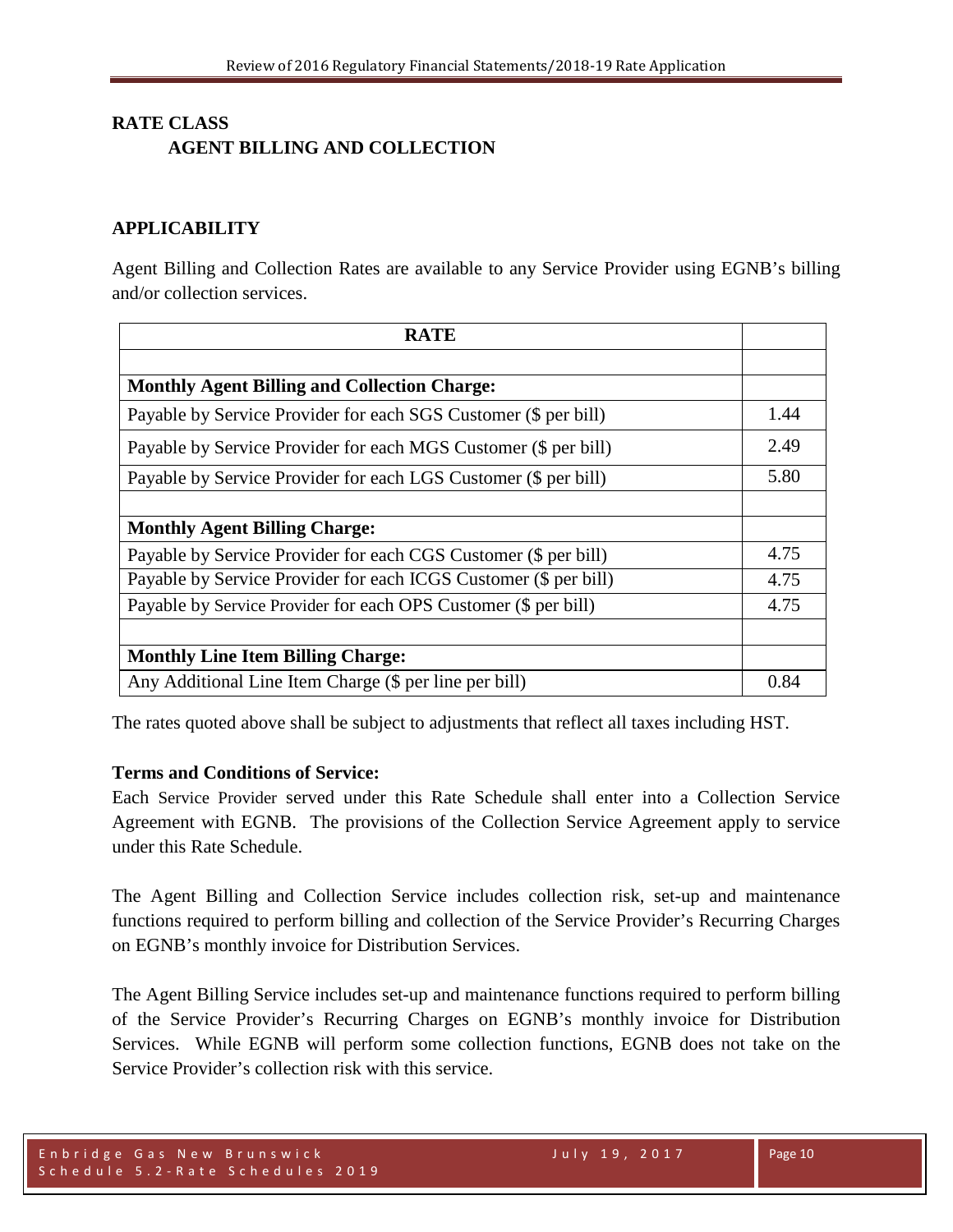## RATE CLASS

### AGENT BILLING AND COLLECTION

## APPLICABILITY

Agent Billing and Collection Rates are available to any Service Provider using EGNB's billing and/or collection services.

| RATE | |
|---|---|
| | |
| **Monthly Agent Billing and Collection Charge:** | |
| Payable by Service Provider for each SGS Customer ($ per bill) | 1.44 |
| Payable by Service Provider for each MGS Customer ($ per bill) | 2.49 |
| Payable by Service Provider for each LGS Customer ($ per bill) | 5.80 |
| | |
| **Monthly Agent Billing Charge:** | |
| Payable by Service Provider for each CGS Customer ($ per bill) | 4.75 |
| Payable by Service Provider for each ICGS Customer ($ per bill) | 4.75 |
| Payable by Service Provider for each OPS Customer ($ per bill) | 4.75 |
| | |
| **Monthly Line Item Billing Charge:** | |
| Any Additional Line Item Charge ($ per line per bill) | 0.84 |

The rates quoted above shall be subject to adjustments that reflect all taxes including HST.

**Terms and Conditions of Service:**

Each Service Provider served under this Rate Schedule shall enter into a Collection Service Agreement with EGNB. The provisions of the Collection Service Agreement apply to service under this Rate Schedule.

The Agent Billing and Collection Service includes collection risk, set-up and maintenance functions required to perform billing and collection of the Service Provider's Recurring Charges on EGNB's monthly invoice for Distribution Services.

The Agent Billing Service includes set-up and maintenance functions required to perform billing of the Service Provider's Recurring Charges on EGNB's monthly invoice for Distribution Services. While EGNB will perform some collection functions, EGNB does not take on the Service Provider's collection risk with this service.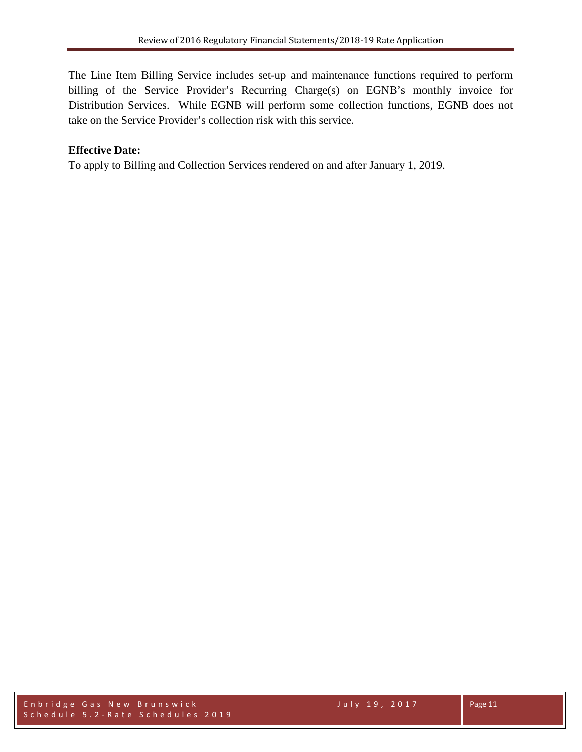The Line Item Billing Service includes set-up and maintenance functions required to perform billing of the Service Provider's Recurring Charge(s) on EGNB's monthly invoice for Distribution Services. While EGNB will perform some collection functions, EGNB does not take on the Service Provider's collection risk with this service.

**Effective Date:**
To apply to Billing and Collection Services rendered on and after January 1, 2019.